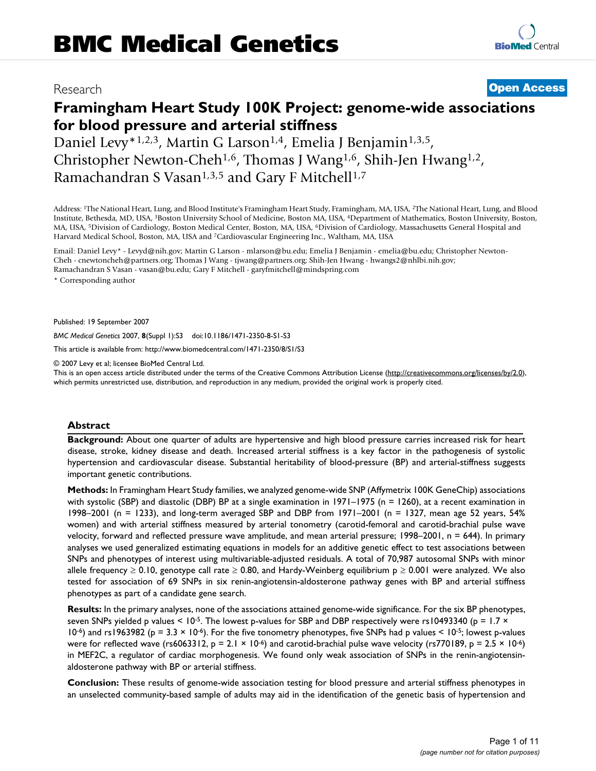# BMC Medical Genetics

Research

**Open Access**

# Framingham Heart Study 100K Project: genome-wide associations for blood pressure and arterial stiffness

Daniel Levy*[1,2,3], Martin G Larson[1,4], Emelia J Benjamin[1,3,5], Christopher Newton-Cheh[1,6], Thomas J Wang[1,6], Shih-Jen Hwang[1,2], Ramachandran S Vasan[1,3,5] and Gary F Mitchell[1,7]

Address: [1]The National Heart, Lung, and Blood Institute's Framingham Heart Study, Framingham, MA, USA, [2]The National Heart, Lung, and Blood Institute, Bethesda, MD, USA, [3]Boston University School of Medicine, Boston MA, USA, [4]Department of Mathematics, Boston University, Boston, MA, USA, [5]Division of Cardiology, Boston Medical Center, Boston, MA, USA, [6]Division of Cardiology, Massachusetts General Hospital and Harvard Medical School, Boston, MA, USA and [7]Cardiovascular Engineering Inc., Waltham, MA, USA

Email: Daniel Levy* - Levyd@nih.gov; Martin G Larson - mlarson@bu.edu; Emelia J Benjamin - emelia@bu.edu; Christopher Newton-Cheh - cnewtoncheh@partners.org; Thomas J Wang - tjwang@partners.org; Shih-Jen Hwang - hwangs2@nhlbi.nih.gov; Ramachandran S Vasan - vasan@bu.edu; Gary F Mitchell - garyfmitchell@mindspring.com

* Corresponding author

Published: 19 September 2007

*BMC Medical Genetics* 2007, **8**(Suppl 1):S3 doi:10.1186/1471-2350-8-S1-S3

This article is available from: http://www.biomedcentral.com/1471-2350/8/S1/S3

© 2007 Levy et al; licensee BioMed Central Ltd.

This is an open access article distributed under the terms of the Creative Commons Attribution License (http://creativecommons.org/licenses/by/2.0), which permits unrestricted use, distribution, and reproduction in any medium, provided the original work is properly cited.

## Abstract

**Background:** About one quarter of adults are hypertensive and high blood pressure carries increased risk for heart disease, stroke, kidney disease and death. Increased arterial stiffness is a key factor in the pathogenesis of systolic hypertension and cardiovascular disease. Substantial heritability of blood-pressure (BP) and arterial-stiffness suggests important genetic contributions.

**Methods:** In Framingham Heart Study families, we analyzed genome-wide SNP (Affymetrix 100K GeneChip) associations with systolic (SBP) and diastolic (DBP) BP at a single examination in 1971–1975 (n = 1260), at a recent examination in 1998–2001 (n = 1233), and long-term averaged SBP and DBP from 1971–2001 (n = 1327, mean age 52 years, 54% women) and with arterial stiffness measured by arterial tonometry (carotid-femoral and carotid-brachial pulse wave velocity, forward and reflected pressure wave amplitude, and mean arterial pressure; 1998–2001, n = 644). In primary analyses we used generalized estimating equations in models for an additive genetic effect to test associations between SNPs and phenotypes of interest using multivariable-adjusted residuals. A total of 70,987 autosomal SNPs with minor allele frequency $\geq 0.10$, genotype call rate $\geq 0.80$, and Hardy-Weinberg equilibrium $p \geq 0.001$ were analyzed. We also tested for association of 69 SNPs in six renin-angiotensin-aldosterone pathway genes with BP and arterial stiffness phenotypes as part of a candidate gene search.

**Results:** In the primary analyses, none of the associations attained genome-wide significance. For the six BP phenotypes, seven SNPs yielded p values $< 10^{-5}$. The lowest p-values for SBP and DBP respectively were rs10493340 ($p = 1.7 \times 10^{-6}$) and rs1963982 ($p = 3.3 \times 10^{-6}$). For the five tonometry phenotypes, five SNPs had p values $< 10^{-5}$; lowest p-values were for reflected wave (rs6063312, $p = 2.1 \times 10^{-6}$) and carotid-brachial pulse wave velocity (rs770189, $p = 2.5 \times 10^{-6}$) in MEF2C, a regulator of cardiac morphogenesis. We found only weak association of SNPs in the renin-angiotensin-aldosterone pathway with BP or arterial stiffness.

**Conclusion:** These results of genome-wide association testing for blood pressure and arterial stiffness phenotypes in an unselected community-based sample of adults may aid in the identification of the genetic basis of hypertension and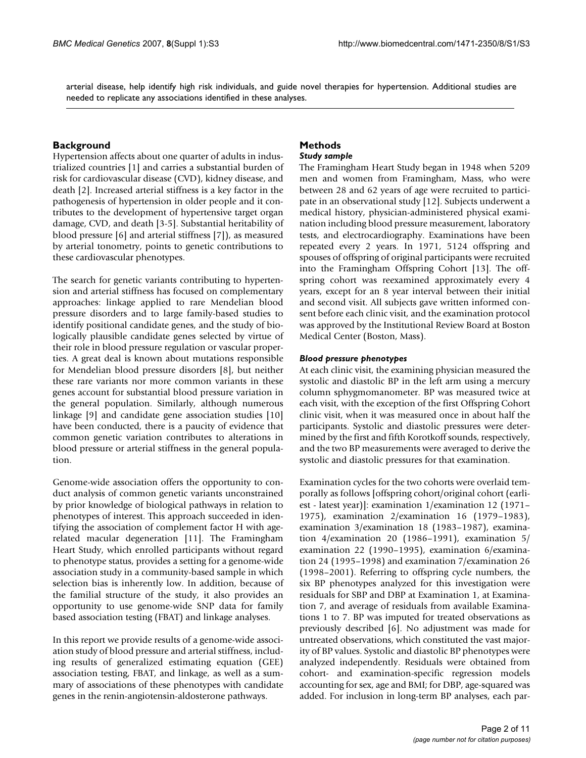arterial disease, help identify high risk individuals, and guide novel therapies for hypertension. Additional studies are needed to replicate any associations identified in these analyses.

## Background

Hypertension affects about one quarter of adults in industrialized countries [1] and carries a substantial burden of risk for cardiovascular disease (CVD), kidney disease, and death [2]. Increased arterial stiffness is a key factor in the pathogenesis of hypertension in older people and it contributes to the development of hypertensive target organ damage, CVD, and death [3-5]. Substantial heritability of blood pressure [6] and arterial stiffness [7]), as measured by arterial tonometry, points to genetic contributions to these cardiovascular phenotypes.

The search for genetic variants contributing to hypertension and arterial stiffness has focused on complementary approaches: linkage applied to rare Mendelian blood pressure disorders and to large family-based studies to identify positional candidate genes, and the study of biologically plausible candidate genes selected by virtue of their role in blood pressure regulation or vascular properties. A great deal is known about mutations responsible for Mendelian blood pressure disorders [8], but neither these rare variants nor more common variants in these genes account for substantial blood pressure variation in the general population. Similarly, although numerous linkage [9] and candidate gene association studies [10] have been conducted, there is a paucity of evidence that common genetic variation contributes to alterations in blood pressure or arterial stiffness in the general population.

Genome-wide association offers the opportunity to conduct analysis of common genetic variants unconstrained by prior knowledge of biological pathways in relation to phenotypes of interest. This approach succeeded in identifying the association of complement factor H with age-related macular degeneration [11]. The Framingham Heart Study, which enrolled participants without regard to phenotype status, provides a setting for a genome-wide association study in a community-based sample in which selection bias is inherently low. In addition, because of the familial structure of the study, it also provides an opportunity to use genome-wide SNP data for family based association testing (FBAT) and linkage analyses.

In this report we provide results of a genome-wide association study of blood pressure and arterial stiffness, including results of generalized estimating equation (GEE) association testing, FBAT, and linkage, as well as a summary of associations of these phenotypes with candidate genes in the renin-angiotensin-aldosterone pathways.

## Methods

### *Study sample*

The Framingham Heart Study began in 1948 when 5209 men and women from Framingham, Mass, who were between 28 and 62 years of age were recruited to participate in an observational study [12]. Subjects underwent a medical history, physician-administered physical examination including blood pressure measurement, laboratory tests, and electrocardiography. Examinations have been repeated every 2 years. In 1971, 5124 offspring and spouses of offspring of original participants were recruited into the Framingham Offspring Cohort [13]. The offspring cohort was reexamined approximately every 4 years, except for an 8 year interval between their initial and second visit. All subjects gave written informed consent before each clinic visit, and the examination protocol was approved by the Institutional Review Board at Boston Medical Center (Boston, Mass).

### *Blood pressure phenotypes*

At each clinic visit, the examining physician measured the systolic and diastolic BP in the left arm using a mercury column sphygmomanometer. BP was measured twice at each visit, with the exception of the first Offspring Cohort clinic visit, when it was measured once in about half the participants. Systolic and diastolic pressures were determined by the first and fifth Korotkoff sounds, respectively, and the two BP measurements were averaged to derive the systolic and diastolic pressures for that examination.

Examination cycles for the two cohorts were overlaid temporally as follows [offspring cohort/original cohort (earliest - latest year)]: examination 1/examination 12 (1971–1975), examination 2/examination 16 (1979–1983), examination 3/examination 18 (1983–1987), examination 4/examination 20 (1986–1991), examination 5/examination 22 (1990–1995), examination 6/examination 24 (1995–1998) and examination 7/examination 26 (1998–2001). Referring to offspring cycle numbers, the six BP phenotypes analyzed for this investigation were residuals for SBP and DBP at Examination 1, at Examination 7, and average of residuals from available Examinations 1 to 7. BP was imputed for treated observations as previously described [6]. No adjustment was made for untreated observations, which constituted the vast majority of BP values. Systolic and diastolic BP phenotypes were analyzed independently. Residuals were obtained from cohort- and examination-specific regression models accounting for sex, age and BMI; for DBP, age-squared was added. For inclusion in long-term BP analyses, each par-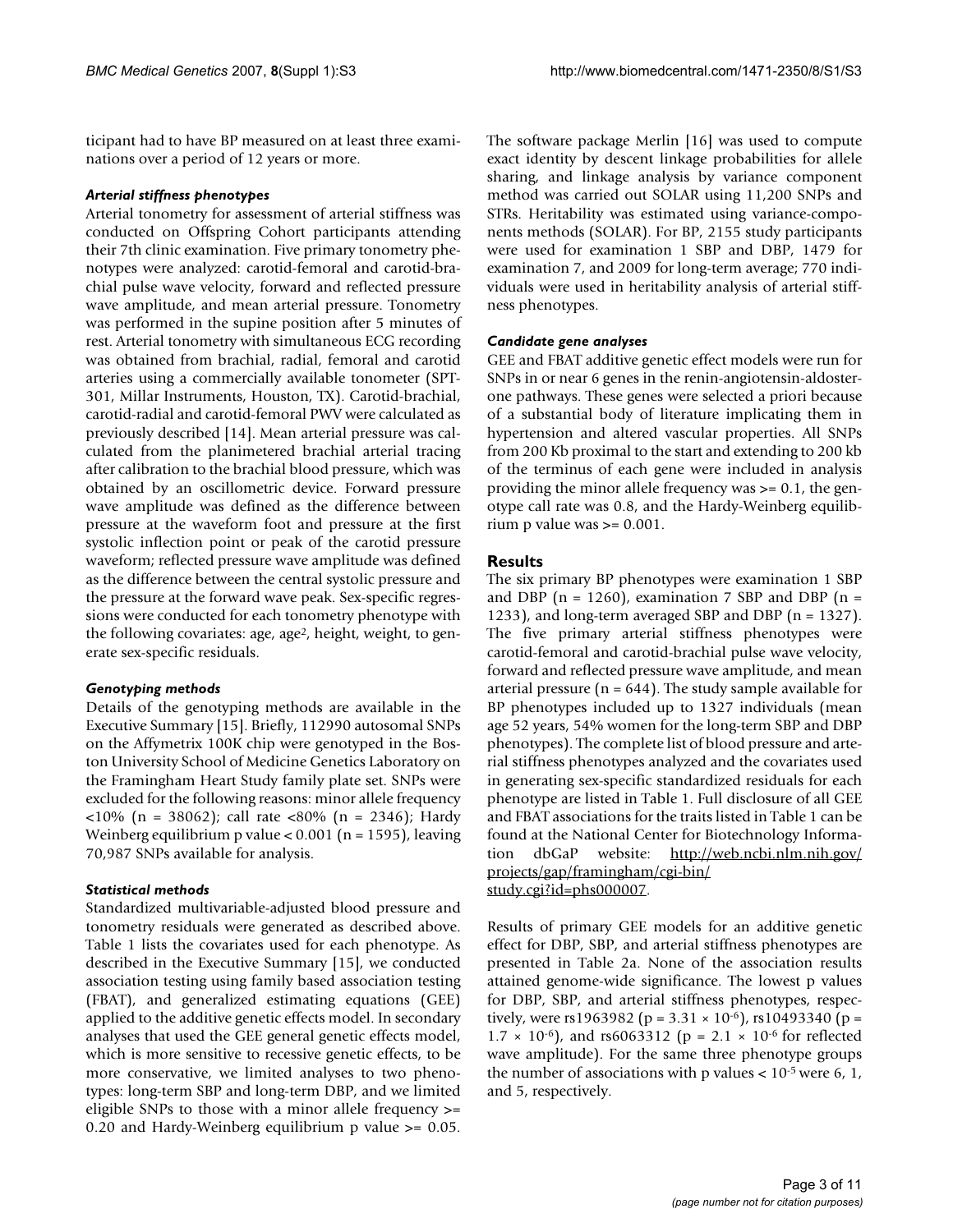ticipant had to have BP measured on at least three examinations over a period of 12 years or more.

### *Arterial stiffness phenotypes*

Arterial tonometry for assessment of arterial stiffness was conducted on Offspring Cohort participants attending their 7th clinic examination. Five primary tonometry phenotypes were analyzed: carotid-femoral and carotid-brachial pulse wave velocity, forward and reflected pressure wave amplitude, and mean arterial pressure. Tonometry was performed in the supine position after 5 minutes of rest. Arterial tonometry with simultaneous ECG recording was obtained from brachial, radial, femoral and carotid arteries using a commercially available tonometer (SPT-301, Millar Instruments, Houston, TX). Carotid-brachial, carotid-radial and carotid-femoral PWV were calculated as previously described [14]. Mean arterial pressure was calculated from the planimetered brachial arterial tracing after calibration to the brachial blood pressure, which was obtained by an oscillometric device. Forward pressure wave amplitude was defined as the difference between pressure at the waveform foot and pressure at the first systolic inflection point or peak of the carotid pressure waveform; reflected pressure wave amplitude was defined as the difference between the central systolic pressure and the pressure at the forward wave peak. Sex-specific regressions were conducted for each tonometry phenotype with the following covariates: age, age$^2$, height, weight, to generate sex-specific residuals.

### *Genotyping methods*

Details of the genotyping methods are available in the Executive Summary [15]. Briefly, 112990 autosomal SNPs on the Affymetrix 100K chip were genotyped in the Boston University School of Medicine Genetics Laboratory on the Framingham Heart Study family plate set. SNPs were excluded for the following reasons: minor allele frequency <10% (n = 38062); call rate <80% (n = 2346); Hardy Weinberg equilibrium p value < 0.001 (n = 1595), leaving 70,987 SNPs available for analysis.

### *Statistical methods*

Standardized multivariable-adjusted blood pressure and tonometry residuals were generated as described above. Table 1 lists the covariates used for each phenotype. As described in the Executive Summary [15], we conducted association testing using family based association testing (FBAT), and generalized estimating equations (GEE) applied to the additive genetic effects model. In secondary analyses that used the GEE general genetic effects model, which is more sensitive to recessive genetic effects, to be more conservative, we limited analyses to two phenotypes: long-term SBP and long-term DBP, and we limited eligible SNPs to those with a minor allele frequency >= 0.20 and Hardy-Weinberg equilibrium p value >= 0.05. The software package Merlin [16] was used to compute exact identity by descent linkage probabilities for allele sharing, and linkage analysis by variance component method was carried out SOLAR using 11,200 SNPs and STRs. Heritability was estimated using variance-components methods (SOLAR). For BP, 2155 study participants were used for examination 1 SBP and DBP, 1479 for examination 7, and 2009 for long-term average; 770 individuals were used in heritability analysis of arterial stiffness phenotypes.

### *Candidate gene analyses*

GEE and FBAT additive genetic effect models were run for SNPs in or near 6 genes in the renin-angiotensin-aldosterone pathways. These genes were selected a priori because of a substantial body of literature implicating them in hypertension and altered vascular properties. All SNPs from 200 Kb proximal to the start and extending to 200 kb of the terminus of each gene were included in analysis providing the minor allele frequency was >= 0.1, the genotype call rate was 0.8, and the Hardy-Weinberg equilibrium p value was >= 0.001.

## Results

The six primary BP phenotypes were examination 1 SBP and DBP (n = 1260), examination 7 SBP and DBP (n = 1233), and long-term averaged SBP and DBP (n = 1327). The five primary arterial stiffness phenotypes were carotid-femoral and carotid-brachial pulse wave velocity, forward and reflected pressure wave amplitude, and mean arterial pressure (n = 644). The study sample available for BP phenotypes included up to 1327 individuals (mean age 52 years, 54% women for the long-term SBP and DBP phenotypes). The complete list of blood pressure and arterial stiffness phenotypes analyzed and the covariates used in generating sex-specific standardized residuals for each phenotype are listed in Table 1. Full disclosure of all GEE and FBAT associations for the traits listed in Table 1 can be found at the National Center for Biotechnology Information dbGaP website: http://web.ncbi.nlm.nih.gov/projects/gap/framingham/cgi-bin/study.cgi?id=phs000007.

Results of primary GEE models for an additive genetic effect for DBP, SBP, and arterial stiffness phenotypes are presented in Table 2a. None of the association results attained genome-wide significance. The lowest p values for DBP, SBP, and arterial stiffness phenotypes, respectively, were rs1963982 ($p = 3.31 \times 10^{-6}$), rs10493340 ($p = 1.7 \times 10^{-6}$), and rs6063312 ($p = 2.1 \times 10^{-6}$ for reflected wave amplitude). For the same three phenotype groups the number of associations with p values < $10^{-5}$ were 6, 1, and 5, respectively.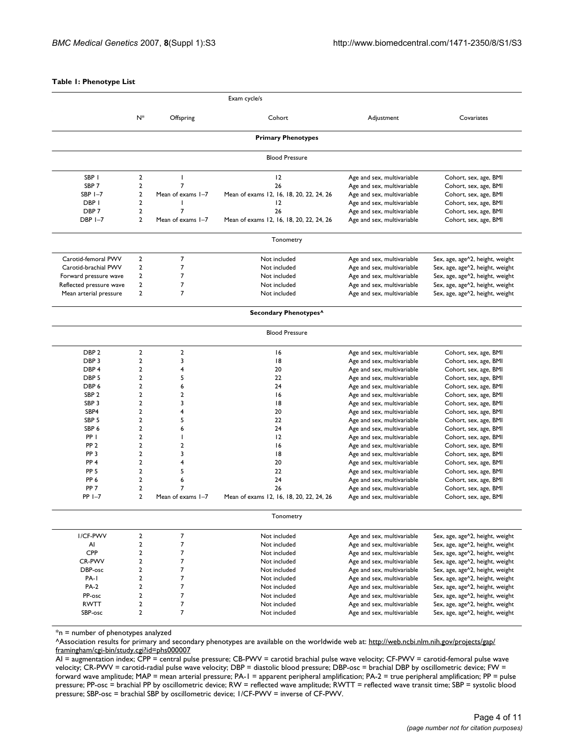**Table 1: Phenotype List**

| | | Exam cycle/s | | | |
|---|---|---|---|---|---|
| | N* | Offspring | Cohort | Adjustment | Covariates |
| | | | **Primary Phenotypes** | | |
| | | | Blood Pressure | | |
| SBP 1 | 2 | 1 | 12 | Age and sex, multivariable | Cohort, sex, age, BMI |
| SBP 7 | 2 | 7 | 26 | Age and sex, multivariable | Cohort, sex, age, BMI |
| SBP 1–7 | 2 | Mean of exams 1–7 | Mean of exams 12, 16, 18, 20, 22, 24, 26 | Age and sex, multivariable | Cohort, sex, age, BMI |
| DBP 1 | 2 | 1 | 12 | Age and sex, multivariable | Cohort, sex, age, BMI |
| DBP 7 | 2 | 7 | 26 | Age and sex, multivariable | Cohort, sex, age, BMI |
| DBP 1–7 | 2 | Mean of exams 1–7 | Mean of exams 12, 16, 18, 20, 22, 24, 26 | Age and sex, multivariable | Cohort, sex, age, BMI |
| | | | Tonometry | | |
| Carotid-femoral PWV | 2 | 7 | Not included | Age and sex, multivariable | Sex, age, age^2, height, weight |
| Carotid-brachial PWV | 2 | 7 | Not included | Age and sex, multivariable | Sex, age, age^2, height, weight |
| Forward pressure wave | 2 | 7 | Not included | Age and sex, multivariable | Sex, age, age^2, height, weight |
| Reflected pressure wave | 2 | 7 | Not included | Age and sex, multivariable | Sex, age, age^2, height, weight |
| Mean arterial pressure | 2 | 7 | Not included | Age and sex, multivariable | Sex, age, age^2, height, weight |
| | | | **Secondary Phenotypes^** | | |
| | | | Blood Pressure | | |
| DBP 2 | 2 | 2 | 16 | Age and sex, multivariable | Cohort, sex, age, BMI |
| DBP 3 | 2 | 3 | 18 | Age and sex, multivariable | Cohort, sex, age, BMI |
| DBP 4 | 2 | 4 | 20 | Age and sex, multivariable | Cohort, sex, age, BMI |
| DBP 5 | 2 | 5 | 22 | Age and sex, multivariable | Cohort, sex, age, BMI |
| DBP 6 | 2 | 6 | 24 | Age and sex, multivariable | Cohort, sex, age, BMI |
| SBP 2 | 2 | 2 | 16 | Age and sex, multivariable | Cohort, sex, age, BMI |
| SBP 3 | 2 | 3 | 18 | Age and sex, multivariable | Cohort, sex, age, BMI |
| SBP4 | 2 | 4 | 20 | Age and sex, multivariable | Cohort, sex, age, BMI |
| SBP 5 | 2 | 5 | 22 | Age and sex, multivariable | Cohort, sex, age, BMI |
| SBP 6 | 2 | 6 | 24 | Age and sex, multivariable | Cohort, sex, age, BMI |
| PP 1 | 2 | 1 | 12 | Age and sex, multivariable | Cohort, sex, age, BMI |
| PP 2 | 2 | 2 | 16 | Age and sex, multivariable | Cohort, sex, age, BMI |
| PP 3 | 2 | 3 | 18 | Age and sex, multivariable | Cohort, sex, age, BMI |
| PP 4 | 2 | 4 | 20 | Age and sex, multivariable | Cohort, sex, age, BMI |
| PP 5 | 2 | 5 | 22 | Age and sex, multivariable | Cohort, sex, age, BMI |
| PP 6 | 2 | 6 | 24 | Age and sex, multivariable | Cohort, sex, age, BMI |
| PP 7 | 2 | 7 | 26 | Age and sex, multivariable | Cohort, sex, age, BMI |
| PP 1–7 | 2 | Mean of exams 1–7 | Mean of exams 12, 16, 18, 20, 22, 24, 26 | Age and sex, multivariable | Cohort, sex, age, BMI |
| | | | Tonometry | | |
| 1/CF-PWV | 2 | 7 | Not included | Age and sex, multivariable | Sex, age, age^2, height, weight |
| AI | 2 | 7 | Not included | Age and sex, multivariable | Sex, age, age^2, height, weight |
| CPP | 2 | 7 | Not included | Age and sex, multivariable | Sex, age, age^2, height, weight |
| CR-PWV | 2 | 7 | Not included | Age and sex, multivariable | Sex, age, age^2, height, weight |
| DBP-osc | 2 | 7 | Not included | Age and sex, multivariable | Sex, age, age^2, height, weight |
| PA-1 | 2 | 7 | Not included | Age and sex, multivariable | Sex, age, age^2, height, weight |
| PA-2 | 2 | 7 | Not included | Age and sex, multivariable | Sex, age, age^2, height, weight |
| PP-osc | 2 | 7 | Not included | Age and sex, multivariable | Sex, age, age^2, height, weight |
| RWTT | 2 | 7 | Not included | Age and sex, multivariable | Sex, age, age^2, height, weight |
| SBP-osc | 2 | 7 | Not included | Age and sex, multivariable | Sex, age, age^2, height, weight |

*n = number of phenotypes analyzed

^Association results for primary and secondary phenotypes are available on the worldwide web at: http://web.ncbi.nlm.nih.gov/projects/gap/framingham/cgi-bin/study.cgi?id=phs000007

AI = augmentation index; CPP = central pulse pressure; CB-PWV = carotid brachial pulse wave velocity; CF-PWV = carotid-femoral pulse wave velocity; CR-PWV = carotid-radial pulse wave velocity; DBP = diastolic blood pressure; DBP-osc = brachial DBP by oscillometric device; FW = forward wave amplitude; MAP = mean arterial pressure; PA-1 = apparent peripheral amplification; PA-2 = true peripheral amplification; PP = pulse pressure; PP-osc = brachial PP by oscillometric device; RW = reflected wave amplitude; RWTT = reflected wave transit time; SBP = systolic blood pressure; SBP-osc = brachial SBP by oscillometric device; 1/CF-PWV = inverse of CF-PWV.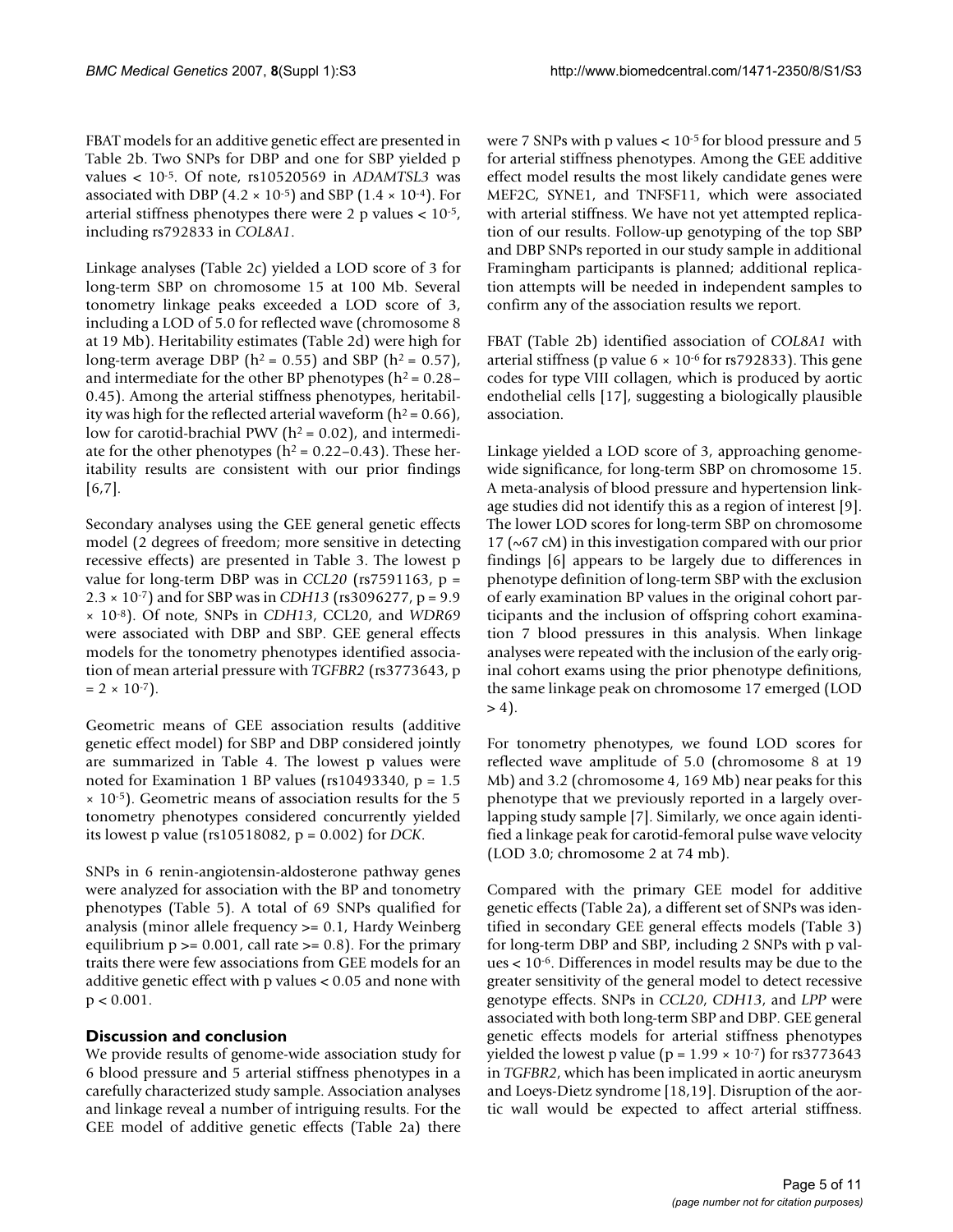FBAT models for an additive genetic effect are presented in Table 2b. Two SNPs for DBP and one for SBP yielded p values < $10^{-5}$. Of note, rs10520569 in *ADAMTSL3* was associated with DBP ($4.2 \times 10^{-5}$) and SBP ($1.4 \times 10^{-4}$). For arterial stiffness phenotypes there were 2 p values < $10^{-5}$, including rs792833 in *COL8A1*.

Linkage analyses (Table 2c) yielded a LOD score of 3 for long-term SBP on chromosome 15 at 100 Mb. Several tonometry linkage peaks exceeded a LOD score of 3, including a LOD of 5.0 for reflected wave (chromosome 8 at 19 Mb). Heritability estimates (Table 2d) were high for long-term average DBP ($h^2 = 0.55$) and SBP ($h^2 = 0.57$), and intermediate for the other BP phenotypes ($h^2 = 0.28$–$0.45$). Among the arterial stiffness phenotypes, heritability was high for the reflected arterial waveform ($h^2 = 0.66$), low for carotid-brachial PWV ($h^2 = 0.02$), and intermediate for the other phenotypes ($h^2 = 0.22$–$0.43$). These heritability results are consistent with our prior findings [6,7].

Secondary analyses using the GEE general genetic effects model (2 degrees of freedom; more sensitive in detecting recessive effects) are presented in Table 3. The lowest p value for long-term DBP was in *CCL20* (rs7591163, p = $2.3 \times 10^{-7}$) and for SBP was in *CDH13* (rs3096277, p = $9.9 \times 10^{-8}$). Of note, SNPs in *CDH13*, CCL20, and *WDR69* were associated with DBP and SBP. GEE general effects models for the tonometry phenotypes identified association of mean arterial pressure with *TGFBR2* (rs3773643, p = $2 \times 10^{-7}$).

Geometric means of GEE association results (additive genetic effect model) for SBP and DBP considered jointly are summarized in Table 4. The lowest p values were noted for Examination 1 BP values (rs10493340, p = $1.5 \times 10^{-5}$). Geometric means of association results for the 5 tonometry phenotypes considered concurrently yielded its lowest p value (rs10518082, p = 0.002) for *DCK*.

SNPs in 6 renin-angiotensin-aldosterone pathway genes were analyzed for association with the BP and tonometry phenotypes (Table 5). A total of 69 SNPs qualified for analysis (minor allele frequency >= 0.1, Hardy Weinberg equilibrium p >= 0.001, call rate >= 0.8). For the primary traits there were few associations from GEE models for an additive genetic effect with p values < 0.05 and none with p < 0.001.

## Discussion and conclusion

We provide results of genome-wide association study for 6 blood pressure and 5 arterial stiffness phenotypes in a carefully characterized study sample. Association analyses and linkage reveal a number of intriguing results. For the GEE model of additive genetic effects (Table 2a) there were 7 SNPs with p values < $10^{-5}$ for blood pressure and 5 for arterial stiffness phenotypes. Among the GEE additive effect model results the most likely candidate genes were MEF2C, SYNE1, and TNFSF11, which were associated with arterial stiffness. We have not yet attempted replication of our results. Follow-up genotyping of the top SBP and DBP SNPs reported in our study sample in additional Framingham participants is planned; additional replication attempts will be needed in independent samples to confirm any of the association results we report.

FBAT (Table 2b) identified association of *COL8A1* with arterial stiffness (p value $6 \times 10^{-6}$ for rs792833). This gene codes for type VIII collagen, which is produced by aortic endothelial cells [17], suggesting a biologically plausible association.

Linkage yielded a LOD score of 3, approaching genome-wide significance, for long-term SBP on chromosome 15. A meta-analysis of blood pressure and hypertension linkage studies did not identify this as a region of interest [9]. The lower LOD scores for long-term SBP on chromosome 17 (~67 cM) in this investigation compared with our prior findings [6] appears to be largely due to differences in phenotype definition of long-term SBP with the exclusion of early examination BP values in the original cohort participants and the inclusion of offspring cohort examination 7 blood pressures in this analysis. When linkage analyses were repeated with the inclusion of the early original cohort exams using the prior phenotype definitions, the same linkage peak on chromosome 17 emerged (LOD > 4).

For tonometry phenotypes, we found LOD scores for reflected wave amplitude of 5.0 (chromosome 8 at 19 Mb) and 3.2 (chromosome 4, 169 Mb) near peaks for this phenotype that we previously reported in a largely overlapping study sample [7]. Similarly, we once again identified a linkage peak for carotid-femoral pulse wave velocity (LOD 3.0; chromosome 2 at 74 mb).

Compared with the primary GEE model for additive genetic effects (Table 2a), a different set of SNPs was identified in secondary GEE general effects models (Table 3) for long-term DBP and SBP, including 2 SNPs with p values < $10^{-6}$. Differences in model results may be due to the greater sensitivity of the general model to detect recessive genotype effects. SNPs in *CCL20*, *CDH13*, and *LPP* were associated with both long-term SBP and DBP. GEE general genetic effects models for arterial stiffness phenotypes yielded the lowest p value (p = $1.99 \times 10^{-7}$) for rs3773643 in *TGFBR2*, which has been implicated in aortic aneurysm and Loeys-Dietz syndrome [18,19]. Disruption of the aortic wall would be expected to affect arterial stiffness.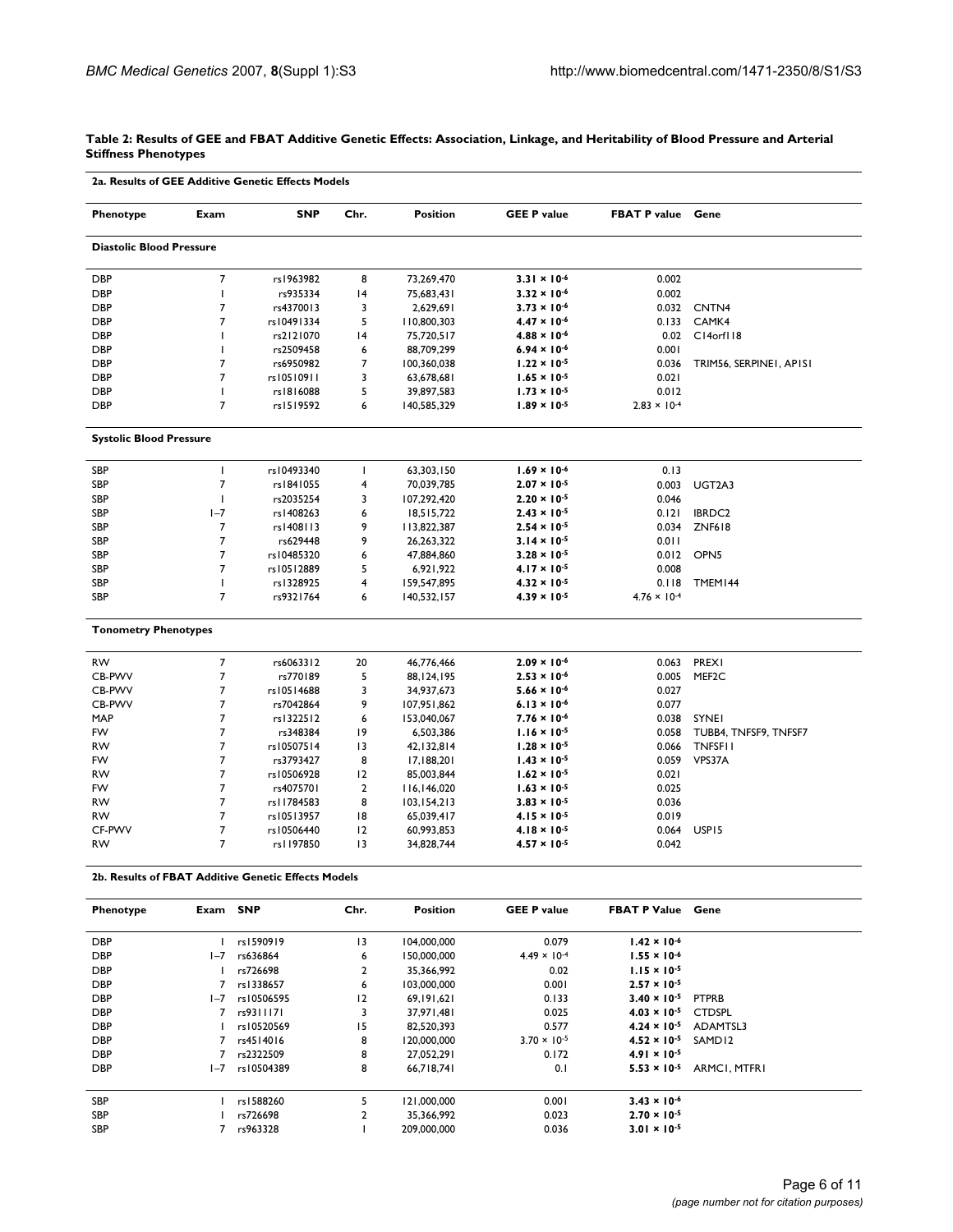**Table 2: Results of GEE and FBAT Additive Genetic Effects: Association, Linkage, and Heritability of Blood Pressure and Arterial Stiffness Phenotypes**

**2a. Results of GEE Additive Genetic Effects Models**

| Phenotype | Exam | SNP | Chr. | Position | GEE P value | FBAT P value | Gene |
|---|---|---|---|---|---|---|---|
| **Diastolic Blood Pressure** | | | | | | | |
| DBP | 7 | rs1963982 | 8 | 73,269,470 | $\mathbf{3.31 \times 10^{-6}}$ | 0.002 | |
| DBP | 1 | rs935334 | 14 | 75,683,431 | $\mathbf{3.32 \times 10^{-6}}$ | 0.002 | |
| DBP | 7 | rs4370013 | 3 | 2,629,691 | $\mathbf{3.73 \times 10^{-6}}$ | 0.032 | CNTN4 |
| DBP | 7 | rs10491334 | 5 | 110,800,303 | $\mathbf{4.47 \times 10^{-6}}$ | 0.133 | CAMK4 |
| DBP | 1 | rs2121070 | 14 | 75,720,517 | $\mathbf{4.88 \times 10^{-6}}$ | 0.02 | C14orf118 |
| DBP | 1 | rs2509458 | 6 | 88,709,299 | $\mathbf{6.94 \times 10^{-6}}$ | 0.001 | |
| DBP | 7 | rs6950982 | 7 | 100,360,038 | $\mathbf{1.22 \times 10^{-5}}$ | 0.036 | TRIM56, SERPINE1, AP1S1 |
| DBP | 7 | rs10510911 | 3 | 63,678,681 | $\mathbf{1.65 \times 10^{-5}}$ | 0.021 | |
| DBP | 1 | rs1816088 | 5 | 39,897,583 | $\mathbf{1.73 \times 10^{-5}}$ | 0.012 | |
| DBP | 7 | rs1519592 | 6 | 140,585,329 | $\mathbf{1.89 \times 10^{-5}}$ | $2.83 \times 10^{-4}$ | |
| **Systolic Blood Pressure** | | | | | | | |
| SBP | 1 | rs10493340 | 1 | 63,303,150 | $\mathbf{1.69 \times 10^{-6}}$ | 0.13 | |
| SBP | 7 | rs1841055 | 4 | 70,039,785 | $\mathbf{2.07 \times 10^{-5}}$ | 0.003 | UGT2A3 |
| SBP | 1 | rs2035254 | 3 | 107,292,420 | $\mathbf{2.20 \times 10^{-5}}$ | 0.046 | |
| SBP | 1–7 | rs1408263 | 6 | 18,515,722 | $\mathbf{2.43 \times 10^{-5}}$ | 0.121 | IBRDC2 |
| SBP | 7 | rs1408113 | 9 | 113,822,387 | $\mathbf{2.54 \times 10^{-5}}$ | 0.034 | ZNF618 |
| SBP | 7 | rs629448 | 9 | 26,263,322 | $\mathbf{3.14 \times 10^{-5}}$ | 0.011 | |
| SBP | 7 | rs10485320 | 6 | 47,884,860 | $\mathbf{3.28 \times 10^{-5}}$ | 0.012 | OPN5 |
| SBP | 7 | rs10512889 | 5 | 6,921,922 | $\mathbf{4.17 \times 10^{-5}}$ | 0.008 | |
| SBP | 1 | rs1328925 | 4 | 159,547,895 | $\mathbf{4.32 \times 10^{-5}}$ | 0.118 | TMEM144 |
| SBP | 7 | rs9321764 | 6 | 140,532,157 | $\mathbf{4.39 \times 10^{-5}}$ | $4.76 \times 10^{-4}$ | |
| **Tonometry Phenotypes** | | | | | | | |
| RW | 7 | rs6063312 | 20 | 46,776,466 | $\mathbf{2.09 \times 10^{-6}}$ | 0.063 | PREX1 |
| CB-PWV | 7 | rs770189 | 5 | 88,124,195 | $\mathbf{2.53 \times 10^{-6}}$ | 0.005 | MEF2C |
| CB-PWV | 7 | rs10514688 | 3 | 34,937,673 | $\mathbf{5.66 \times 10^{-6}}$ | 0.027 | |
| CB-PWV | 7 | rs7042864 | 9 | 107,951,862 | $\mathbf{6.13 \times 10^{-6}}$ | 0.077 | |
| MAP | 7 | rs1322512 | 6 | 153,040,067 | $\mathbf{7.76 \times 10^{-6}}$ | 0.038 | SYNE1 |
| FW | 7 | rs348384 | 19 | 6,503,386 | $\mathbf{1.16 \times 10^{-5}}$ | 0.058 | TUBB4, TNFSF9, TNFSF7 |
| RW | 7 | rs10507514 | 13 | 42,132,814 | $\mathbf{1.28 \times 10^{-5}}$ | 0.066 | TNFSF11 |
| FW | 7 | rs3793427 | 8 | 17,188,201 | $\mathbf{1.43 \times 10^{-5}}$ | 0.059 | VPS37A |
| RW | 7 | rs10506928 | 12 | 85,003,844 | $\mathbf{1.62 \times 10^{-5}}$ | 0.021 | |
| FW | 7 | rs4075701 | 2 | 116,146,020 | $\mathbf{1.63 \times 10^{-5}}$ | 0.025 | |
| RW | 7 | rs11784583 | 8 | 103,154,213 | $\mathbf{3.83 \times 10^{-5}}$ | 0.036 | |
| RW | 7 | rs10513957 | 18 | 65,039,417 | $\mathbf{4.15 \times 10^{-5}}$ | 0.019 | |
| CF-PWV | 7 | rs10506440 | 12 | 60,993,853 | $\mathbf{4.18 \times 10^{-5}}$ | 0.064 | USP15 |
| RW | 7 | rs1197850 | 13 | 34,828,744 | $\mathbf{4.57 \times 10^{-5}}$ | 0.042 | |

**2b. Results of FBAT Additive Genetic Effects Models**

| Phenotype | Exam | SNP | Chr. | Position | GEE P value | FBAT P Value | Gene |
|---|---|---|---|---|---|---|---|
| DBP | 1 | rs1590919 | 13 | 104,000,000 | 0.079 | $\mathbf{1.42 \times 10^{-6}}$ | |
| DBP | 1–7 | rs636864 | 6 | 150,000,000 | $4.49 \times 10^{-4}$ | $\mathbf{1.55 \times 10^{-6}}$ | |
| DBP | 1 | rs726698 | 2 | 35,366,992 | 0.02 | $\mathbf{1.15 \times 10^{-5}}$ | |
| DBP | 7 | rs1338657 | 6 | 103,000,000 | 0.001 | $\mathbf{2.57 \times 10^{-5}}$ | |
| DBP | 1–7 | rs10506595 | 12 | 69,191,621 | 0.133 | $\mathbf{3.40 \times 10^{-5}}$ | PTPRB |
| DBP | 7 | rs9311171 | 3 | 37,971,481 | 0.025 | $\mathbf{4.03 \times 10^{-5}}$ | CTDSPL |
| DBP | 1 | rs10520569 | 15 | 82,520,393 | 0.577 | $\mathbf{4.24 \times 10^{-5}}$ | ADAMTSL3 |
| DBP | 7 | rs4514016 | 8 | 120,000,000 | $3.70 \times 10^{-5}$ | $\mathbf{4.52 \times 10^{-5}}$ | SAMD12 |
| DBP | 7 | rs2322509 | 8 | 27,052,291 | 0.172 | $\mathbf{4.91 \times 10^{-5}}$ | |
| DBP | 1–7 | rs10504389 | 8 | 66,718,741 | 0.1 | $\mathbf{5.53 \times 10^{-5}}$ | ARMC1, MTFR1 |
| SBP | 1 | rs1588260 | 5 | 121,000,000 | 0.001 | $\mathbf{3.43 \times 10^{-6}}$ | |
| SBP | 1 | rs726698 | 2 | 35,366,992 | 0.023 | $\mathbf{2.70 \times 10^{-5}}$ | |
| SBP | 7 | rs963328 | 1 | 209,000,000 | 0.036 | $\mathbf{3.01 \times 10^{-5}}$ | |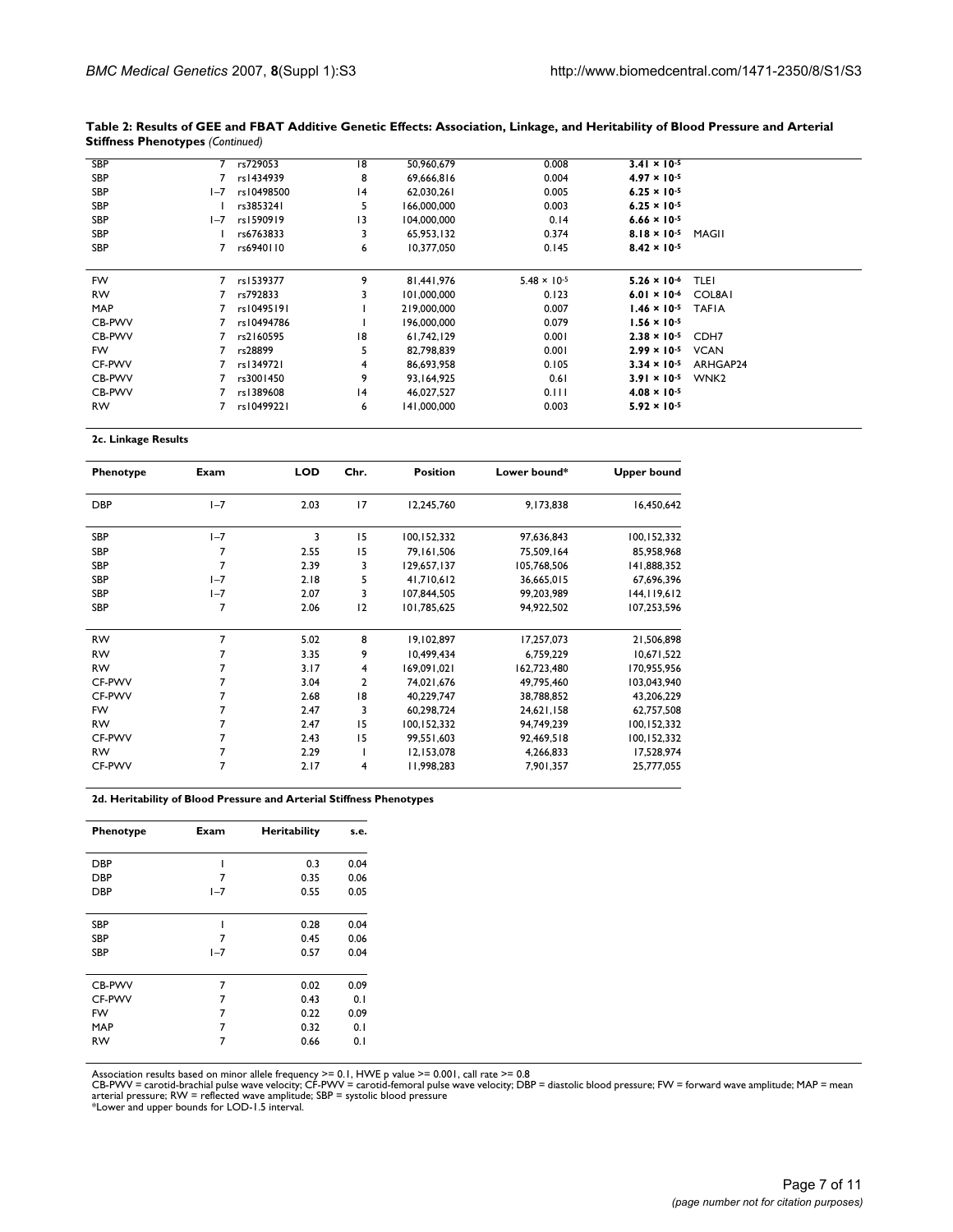**Table 2: Results of GEE and FBAT Additive Genetic Effects: Association, Linkage, and Heritability of Blood Pressure and Arterial Stiffness Phenotypes** *(Continued)*

| | | | | | | | |
|---|---|---|---|---|---|---|---|
| SBP | 7 | rs729053 | 18 | 50,960,679 | 0.008 | $\mathbf{3.41 \times 10^{-5}}$ | |
| SBP | 7 | rs1434939 | 8 | 69,666,816 | 0.004 | $\mathbf{4.97 \times 10^{-5}}$ | |
| SBP | 1–7 | rs10498500 | 14 | 62,030,261 | 0.005 | $\mathbf{6.25 \times 10^{-5}}$ | |
| SBP | 1 | rs3853241 | 5 | 166,000,000 | 0.003 | $\mathbf{6.25 \times 10^{-5}}$ | |
| SBP | 1–7 | rs1590919 | 13 | 104,000,000 | 0.14 | $\mathbf{6.66 \times 10^{-5}}$ | |
| SBP | 1 | rs6763833 | 3 | 65,953,132 | 0.374 | $\mathbf{8.18 \times 10^{-5}}$ | MAGI1 |
| SBP | 7 | rs6940110 | 6 | 10,377,050 | 0.145 | $\mathbf{8.42 \times 10^{-5}}$ | |
| FW | 7 | rs1539377 | 9 | 81,441,976 | $5.48 \times 10^{-5}$ | $\mathbf{5.26 \times 10^{-6}}$ | TLE1 |
| RW | 7 | rs792833 | 3 | 101,000,000 | 0.123 | $\mathbf{6.01 \times 10^{-6}}$ | COL8A1 |
| MAP | 7 | rs10495191 | 1 | 219,000,000 | 0.007 | $\mathbf{1.46 \times 10^{-5}}$ | TAF1A |
| CB-PWV | 7 | rs10494786 | 1 | 196,000,000 | 0.079 | $\mathbf{1.56 \times 10^{-5}}$ | |
| CB-PWV | 7 | rs2160595 | 18 | 61,742,129 | 0.001 | $\mathbf{2.38 \times 10^{-5}}$ | CDH7 |
| FW | 7 | rs28899 | 5 | 82,798,839 | 0.001 | $\mathbf{2.99 \times 10^{-5}}$ | VCAN |
| CF-PWV | 7 | rs1349721 | 4 | 86,693,958 | 0.105 | $\mathbf{3.34 \times 10^{-5}}$ | ARHGAP24 |
| CB-PWV | 7 | rs3001450 | 9 | 93,164,925 | 0.61 | $\mathbf{3.91 \times 10^{-5}}$ | WNK2 |
| CB-PWV | 7 | rs1389608 | 14 | 46,027,527 | 0.111 | $\mathbf{4.08 \times 10^{-5}}$ | |
| RW | 7 | rs10499221 | 6 | 141,000,000 | 0.003 | $\mathbf{5.92 \times 10^{-5}}$ | |

**2c. Linkage Results**

| Phenotype | Exam | LOD | Chr. | Position | Lower bound* | Upper bound |
|---|---|---|---|---|---|---|
| DBP | 1–7 | 2.03 | 17 | 12,245,760 | 9,173,838 | 16,450,642 |
| SBP | 1–7 | 3 | 15 | 100,152,332 | 97,636,843 | 100,152,332 |
| SBP | 7 | 2.55 | 15 | 79,161,506 | 75,509,164 | 85,958,968 |
| SBP | 7 | 2.39 | 3 | 129,657,137 | 105,768,506 | 141,888,352 |
| SBP | 1–7 | 2.18 | 5 | 41,710,612 | 36,665,015 | 67,696,396 |
| SBP | 1–7 | 2.07 | 3 | 107,844,505 | 99,203,989 | 144,119,612 |
| SBP | 7 | 2.06 | 12 | 101,785,625 | 94,922,502 | 107,253,596 |
| RW | 7 | 5.02 | 8 | 19,102,897 | 17,257,073 | 21,506,898 |
| RW | 7 | 3.35 | 9 | 10,499,434 | 6,759,229 | 10,671,522 |
| RW | 7 | 3.17 | 4 | 169,091,021 | 162,723,480 | 170,955,956 |
| CF-PWV | 7 | 3.04 | 2 | 74,021,676 | 49,795,460 | 103,043,940 |
| CF-PWV | 7 | 2.68 | 18 | 40,229,747 | 38,788,852 | 43,206,229 |
| FW | 7 | 2.47 | 3 | 60,298,724 | 24,621,158 | 62,757,508 |
| RW | 7 | 2.47 | 15 | 100,152,332 | 94,749,239 | 100,152,332 |
| CF-PWV | 7 | 2.43 | 15 | 99,551,603 | 92,469,518 | 100,152,332 |
| RW | 7 | 2.29 | 1 | 12,153,078 | 4,266,833 | 17,528,974 |
| CF-PWV | 7 | 2.17 | 4 | 11,998,283 | 7,901,357 | 25,777,055 |

**2d. Heritability of Blood Pressure and Arterial Stiffness Phenotypes**

| Phenotype | Exam | Heritability | s.e. |
|---|---|---|---|
| DBP | 1 | 0.3 | 0.04 |
| DBP | 7 | 0.35 | 0.06 |
| DBP | 1–7 | 0.55 | 0.05 |
| SBP | 1 | 0.28 | 0.04 |
| SBP | 7 | 0.45 | 0.06 |
| SBP | 1–7 | 0.57 | 0.04 |
| CB-PWV | 7 | 0.02 | 0.09 |
| CF-PWV | 7 | 0.43 | 0.1 |
| FW | 7 | 0.22 | 0.09 |
| MAP | 7 | 0.32 | 0.1 |
| RW | 7 | 0.66 | 0.1 |

Association results based on minor allele frequency >= 0.1, HWE p value >= 0.001, call rate >= 0.8
CB-PWV = carotid-brachial pulse wave velocity; CF-PWV = carotid-femoral pulse wave velocity; DBP = diastolic blood pressure; FW = forward wave amplitude; MAP = mean arterial pressure; RW = reflected wave amplitude; SBP = systolic blood pressure
*Lower and upper bounds for LOD-1.5 interval.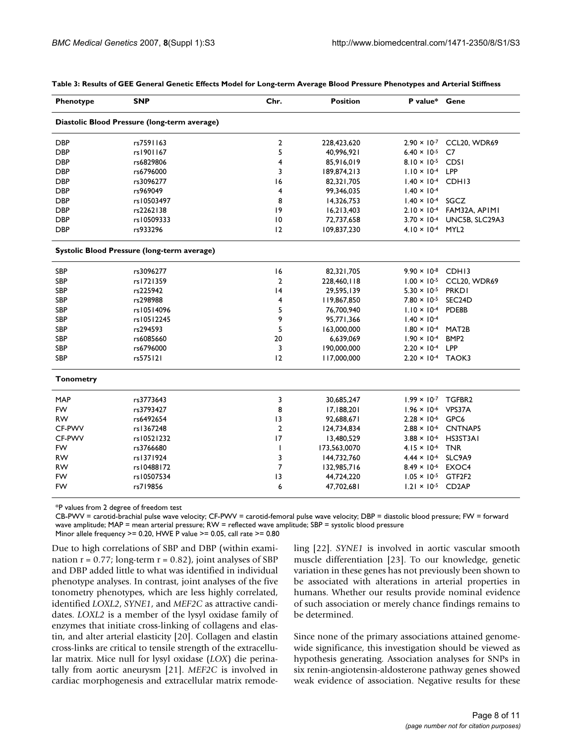**Table 3: Results of GEE General Genetic Effects Model for Long-term Average Blood Pressure Phenotypes and Arterial Stiffness**

| Phenotype | SNP | Chr. | Position | P value* | Gene |
|---|---|---|---|---|---|
| **Diastolic Blood Pressure (long-term average)** | | | | | |
| DBP | rs7591163 | 2 | 228,423,620 | $2.90 \times 10^{-7}$ | CCL20, WDR69 |
| DBP | rs1901167 | 5 | 40,996,921 | $6.40 \times 10^{-5}$ | C7 |
| DBP | rs6829806 | 4 | 85,916,019 | $8.10 \times 10^{-5}$ | CDS1 |
| DBP | rs6796000 | 3 | 189,874,213 | $1.10 \times 10^{-4}$ | LPP |
| DBP | rs3096277 | 16 | 82,321,705 | $1.40 \times 10^{-4}$ | CDH13 |
| DBP | rs969049 | 4 | 99,346,035 | $1.40 \times 10^{-4}$ | |
| DBP | rs10503497 | 8 | 14,326,753 | $1.40 \times 10^{-4}$ | SGCZ |
| DBP | rs2262138 | 19 | 16,213,403 | $2.10 \times 10^{-4}$ | FAM32A, AP1M1 |
| DBP | rs10509333 | 10 | 72,737,658 | $3.70 \times 10^{-4}$ | UNC5B, SLC29A3 |
| DBP | rs933296 | 12 | 109,837,230 | $4.10 \times 10^{-4}$ | MYL2 |
| **Systolic Blood Pressure (long-term average)** | | | | | |
| SBP | rs3096277 | 16 | 82,321,705 | $9.90 \times 10^{-8}$ | CDH13 |
| SBP | rs1721359 | 2 | 228,460,118 | $1.00 \times 10^{-5}$ | CCL20, WDR69 |
| SBP | rs225942 | 14 | 29,595,139 | $5.30 \times 10^{-5}$ | PRKD1 |
| SBP | rs298988 | 4 | 119,867,850 | $7.80 \times 10^{-5}$ | SEC24D |
| SBP | rs10514096 | 5 | 76,700,940 | $1.10 \times 10^{-4}$ | PDE8B |
| SBP | rs10512245 | 9 | 95,771,366 | $1.40 \times 10^{-4}$ | |
| SBP | rs294593 | 5 | 163,000,000 | $1.80 \times 10^{-4}$ | MAT2B |
| SBP | rs6085660 | 20 | 6,639,069 | $1.90 \times 10^{-4}$ | BMP2 |
| SBP | rs6796000 | 3 | 190,000,000 | $2.20 \times 10^{-4}$ | LPP |
| SBP | rs575121 | 12 | 117,000,000 | $2.20 \times 10^{-4}$ | TAOK3 |
| **Tonometry** | | | | | |
| MAP | rs3773643 | 3 | 30,685,247 | $1.99 \times 10^{-7}$ | TGFBR2 |
| FW | rs3793427 | 8 | 17,188,201 | $1.96 \times 10^{-6}$ | VPS37A |
| RW | rs6492654 | 13 | 92,688,671 | $2.28 \times 10^{-6}$ | GPC6 |
| CF-PWV | rs1367248 | 2 | 124,734,834 | $2.88 \times 10^{-6}$ | CNTNAP5 |
| CF-PWV | rs10521232 | 17 | 13,480,529 | $3.88 \times 10^{-6}$ | HS3ST3A1 |
| FW | rs3766680 | 1 | 173,563,0070 | $4.15 \times 10^{-6}$ | TNR |
| RW | rs1371924 | 3 | 144,732,760 | $4.44 \times 10^{-6}$ | SLC9A9 |
| RW | rs10488172 | 7 | 132,985,716 | $8.49 \times 10^{-6}$ | EXOC4 |
| FW | rs10507534 | 13 | 44,724,220 | $1.05 \times 10^{-5}$ | GTF2F2 |
| FW | rs719856 | 6 | 47,702,681 | $1.21 \times 10^{-5}$ | CD2AP |

*P values from 2 degree of freedom test

CB-PWV = carotid-brachial pulse wave velocity; CF-PWV = carotid-femoral pulse wave velocity; DBP = diastolic blood pressure; FW = forward wave amplitude; MAP = mean arterial pressure; RW = reflected wave amplitude; SBP = systolic blood pressure

Minor allele frequency >= 0.20, HWE P value >= 0.05, call rate >= 0.80

Due to high correlations of SBP and DBP (within examination r = 0.77; long-term r = 0.82), joint analyses of SBP and DBP added little to what was identified in individual phenotype analyses. In contrast, joint analyses of the five tonometry phenotypes, which are less highly correlated, identified *LOXL2*, *SYNE1*, and *MEF2C* as attractive candidates. *LOXL2* is a member of the lysyl oxidase family of enzymes that initiate cross-linking of collagens and elastin, and alter arterial elasticity [20]. Collagen and elastin cross-links are critical to tensile strength of the extracellular matrix. Mice null for lysyl oxidase (*LOX*) die perinatally from aortic aneurysm [21]. *MEF2C* is involved in cardiac morphogenesis and extracellular matrix remodeling [22]. *SYNE1* is involved in aortic vascular smooth muscle differentiation [23]. To our knowledge, genetic variation in these genes has not previously been shown to be associated with alterations in arterial properties in humans. Whether our results provide nominal evidence of such association or merely chance findings remains to be determined.

Since none of the primary associations attained genome-wide significance, this investigation should be viewed as hypothesis generating. Association analyses for SNPs in six renin-angiotensin-aldosterone pathway genes showed weak evidence of association. Negative results for these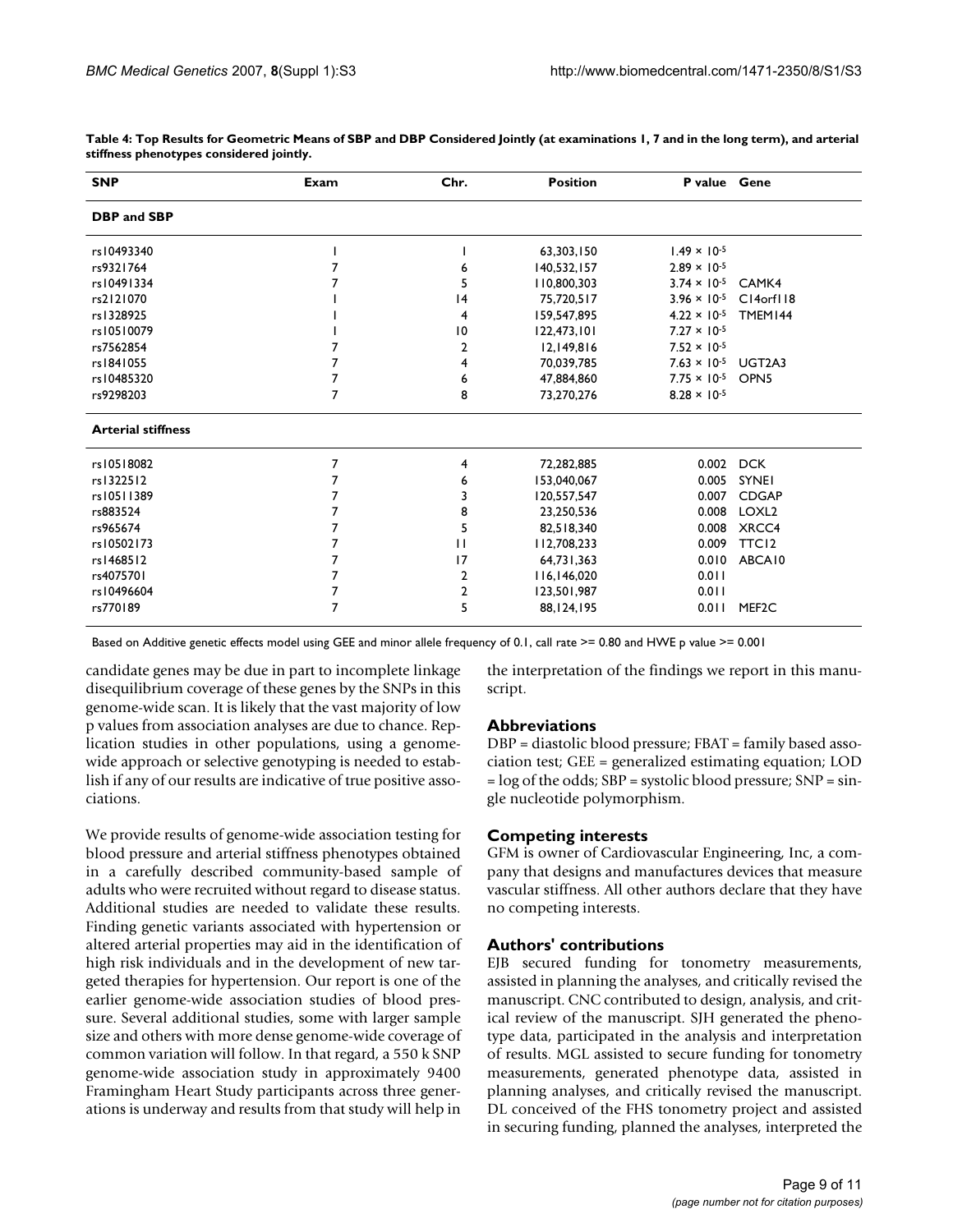**Table 4: Top Results for Geometric Means of SBP and DBP Considered Jointly (at examinations 1, 7 and in the long term), and arterial stiffness phenotypes considered jointly.**

| SNP | Exam | Chr. | Position | P value | Gene |
|---|---|---|---|---|---|
| **DBP and SBP** | | | | | |
| rs10493340 | 1 | 1 | 63,303,150 | $1.49 \times 10^{-5}$ | |
| rs9321764 | 7 | 6 | 140,532,157 | $2.89 \times 10^{-5}$ | |
| rs10491334 | 7 | 5 | 110,800,303 | $3.74 \times 10^{-5}$ | CAMK4 |
| rs2121070 | 1 | 14 | 75,720,517 | $3.96 \times 10^{-5}$ | C14orf118 |
| rs1328925 | 1 | 4 | 159,547,895 | $4.22 \times 10^{-5}$ | TMEM144 |
| rs10510079 | 1 | 10 | 122,473,101 | $7.27 \times 10^{-5}$ | |
| rs7562854 | 7 | 2 | 12,149,816 | $7.52 \times 10^{-5}$ | |
| rs1841055 | 7 | 4 | 70,039,785 | $7.63 \times 10^{-5}$ | UGT2A3 |
| rs10485320 | 7 | 6 | 47,884,860 | $7.75 \times 10^{-5}$ | OPN5 |
| rs9298203 | 7 | 8 | 73,270,276 | $8.28 \times 10^{-5}$ | |
| **Arterial stiffness** | | | | | |
| rs10518082 | 7 | 4 | 72,282,885 | 0.002 | DCK |
| rs1322512 | 7 | 6 | 153,040,067 | 0.005 | SYNE1 |
| rs10511389 | 7 | 3 | 120,557,547 | 0.007 | CDGAP |
| rs883524 | 7 | 8 | 23,250,536 | 0.008 | LOXL2 |
| rs965674 | 7 | 5 | 82,518,340 | 0.008 | XRCC4 |
| rs10502173 | 7 | 11 | 112,708,233 | 0.009 | TTC12 |
| rs1468512 | 7 | 17 | 64,731,363 | 0.010 | ABCA10 |
| rs4075701 | 7 | 2 | 116,146,020 | 0.011 | |
| rs10496604 | 7 | 2 | 123,501,987 | 0.011 | |
| rs770189 | 7 | 5 | 88,124,195 | 0.011 | MEF2C |

Based on Additive genetic effects model using GEE and minor allele frequency of 0.1, call rate >= 0.80 and HWE p value >= 0.001

candidate genes may be due in part to incomplete linkage disequilibrium coverage of these genes by the SNPs in this genome-wide scan. It is likely that the vast majority of low p values from association analyses are due to chance. Replication studies in other populations, using a genome-wide approach or selective genotyping is needed to establish if any of our results are indicative of true positive associations.

We provide results of genome-wide association testing for blood pressure and arterial stiffness phenotypes obtained in a carefully described community-based sample of adults who were recruited without regard to disease status. Additional studies are needed to validate these results. Finding genetic variants associated with hypertension or altered arterial properties may aid in the identification of high risk individuals and in the development of new targeted therapies for hypertension. Our report is one of the earlier genome-wide association studies of blood pressure. Several additional studies, some with larger sample size and others with more dense genome-wide coverage of common variation will follow. In that regard, a 550 k SNP genome-wide association study in approximately 9400 Framingham Heart Study participants across three generations is underway and results from that study will help in the interpretation of the findings we report in this manuscript.

## Abbreviations

DBP = diastolic blood pressure; FBAT = family based association test; GEE = generalized estimating equation; LOD = log of the odds; SBP = systolic blood pressure; SNP = single nucleotide polymorphism.

## Competing interests

GFM is owner of Cardiovascular Engineering, Inc, a company that designs and manufactures devices that measure vascular stiffness. All other authors declare that they have no competing interests.

## Authors' contributions

EJB secured funding for tonometry measurements, assisted in planning the analyses, and critically revised the manuscript. CNC contributed to design, analysis, and critical review of the manuscript. SJH generated the phenotype data, participated in the analysis and interpretation of results. MGL assisted to secure funding for tonometry measurements, generated phenotype data, assisted in planning analyses, and critically revised the manuscript. DL conceived of the FHS tonometry project and assisted in securing funding, planned the analyses, interpreted the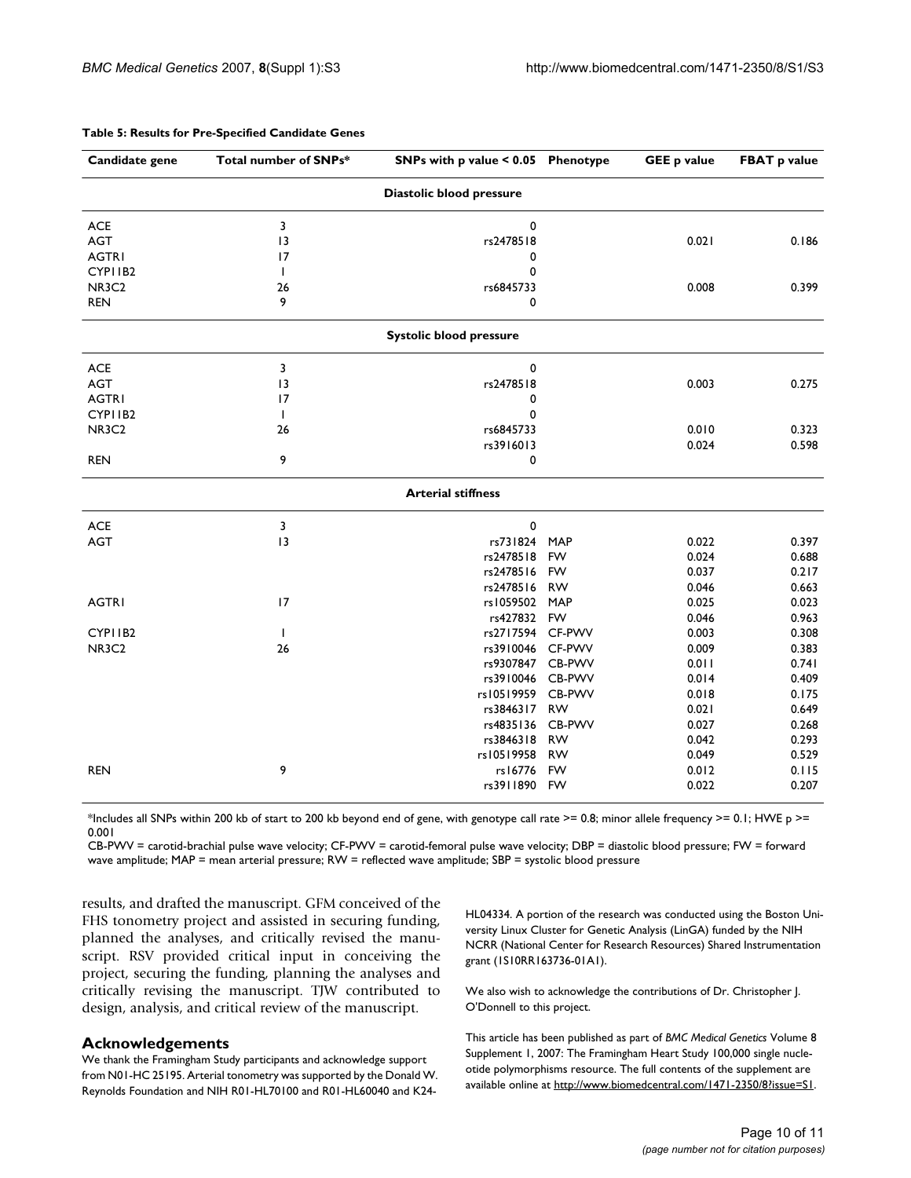**Table 5: Results for Pre-Specified Candidate Genes**

| Candidate gene | Total number of SNPs* | SNPs with p value < 0.05 | Phenotype | GEE p value | FBAT p value |
|---|---|---|---|---|---|
| | | **Diastolic blood pressure** | | | |
| ACE | 3 | 0 | | | |
| AGT | 13 | rs2478518 | | 0.021 | 0.186 |
| AGTR1 | 17 | 0 | | | |
| CYP11B2 | 1 | 0 | | | |
| NR3C2 | 26 | rs6845733 | | 0.008 | 0.399 |
| REN | 9 | 0 | | | |
| | | **Systolic blood pressure** | | | |
| ACE | 3 | 0 | | | |
| AGT | 13 | rs2478518 | | 0.003 | 0.275 |
| AGTR1 | 17 | 0 | | | |
| CYP11B2 | 1 | 0 | | | |
| NR3C2 | 26 | rs6845733 | | 0.010 | 0.323 |
| | | rs3916013 | | 0.024 | 0.598 |
| REN | 9 | 0 | | | |
| | | **Arterial stiffness** | | | |
| ACE | 3 | 0 | | | |
| AGT | 13 | rs731824 | MAP | 0.022 | 0.397 |
| | | rs2478518 | FW | 0.024 | 0.688 |
| | | rs2478516 | FW | 0.037 | 0.217 |
| | | rs2478516 | RW | 0.046 | 0.663 |
| AGTR1 | 17 | rs1059502 | MAP | 0.025 | 0.023 |
| | | rs427832 | FW | 0.046 | 0.963 |
| CYP11B2 | 1 | rs2717594 | CF-PWV | 0.003 | 0.308 |
| NR3C2 | 26 | rs3910046 | CF-PWV | 0.009 | 0.383 |
| | | rs9307847 | CB-PWV | 0.011 | 0.741 |
| | | rs3910046 | CB-PWV | 0.014 | 0.409 |
| | | rs10519959 | CB-PWV | 0.018 | 0.175 |
| | | rs3846317 | RW | 0.021 | 0.649 |
| | | rs4835136 | CB-PWV | 0.027 | 0.268 |
| | | rs3846318 | RW | 0.042 | 0.293 |
| | | rs10519958 | RW | 0.049 | 0.529 |
| REN | 9 | rs16776 | FW | 0.012 | 0.115 |
| | | rs3911890 | FW | 0.022 | 0.207 |

*Includes all SNPs within 200 kb of start to 200 kb beyond end of gene, with genotype call rate >= 0.8; minor allele frequency >= 0.1; HWE p >= 0.001

CB-PWV = carotid-brachial pulse wave velocity; CF-PWV = carotid-femoral pulse wave velocity; DBP = diastolic blood pressure; FW = forward wave amplitude; MAP = mean arterial pressure; RW = reflected wave amplitude; SBP = systolic blood pressure

results, and drafted the manuscript. GFM conceived of the FHS tonometry project and assisted in securing funding, planned the analyses, and critically revised the manuscript. RSV provided critical input in conceiving the project, securing the funding, planning the analyses and critically revising the manuscript. TJW contributed to design, analysis, and critical review of the manuscript.

## Acknowledgements

We thank the Framingham Study participants and acknowledge support from N01-HC 25195. Arterial tonometry was supported by the Donald W. Reynolds Foundation and NIH R01-HL70100 and R01-HL60040 and K24-HL04334. A portion of the research was conducted using the Boston University Linux Cluster for Genetic Analysis (LinGA) funded by the NIH NCRR (National Center for Research Resources) Shared Instrumentation grant (1S10RR163736-01A1).

We also wish to acknowledge the contributions of Dr. Christopher J. O'Donnell to this project.

This article has been published as part of *BMC Medical Genetics* Volume 8 Supplement 1, 2007: The Framingham Heart Study 100,000 single nucleotide polymorphisms resource. The full contents of the supplement are available online at http://www.biomedcentral.com/1471-2350/8?issue=S1.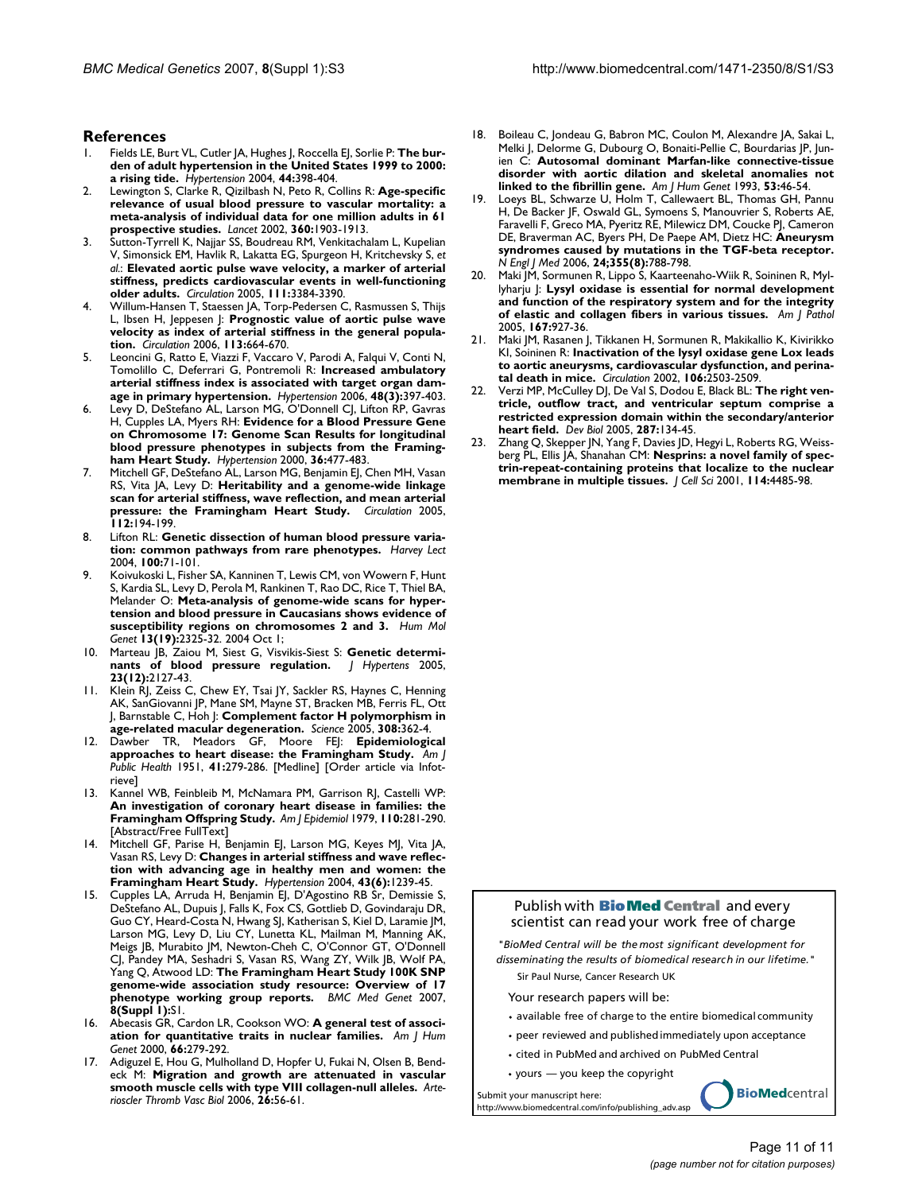## References

1. Fields LE, Burt VL, Cutler JA, Hughes J, Roccella EJ, Sorlie P: **The burden of adult hypertension in the United States 1999 to 2000: a rising tide.** *Hypertension* 2004, **44:**398-404.
2. Lewington S, Clarke R, Qizilbash N, Peto R, Collins R: **Age-specific relevance of usual blood pressure to vascular mortality: a meta-analysis of individual data for one million adults in 61 prospective studies.** *Lancet* 2002, **360:**1903-1913.
3. Sutton-Tyrrell K, Najjar SS, Boudreau RM, Venkitachalam L, Kupelian V, Simonsick EM, Havlik R, Lakatta EG, Spurgeon H, Kritchevsky S, *et al.*: **Elevated aortic pulse wave velocity, a marker of arterial stiffness, predicts cardiovascular events in well-functioning older adults.** *Circulation* 2005, **111:**3384-3390.
4. Willum-Hansen T, Staessen JA, Torp-Pedersen C, Rasmussen S, Thijs L, Ibsen H, Jeppesen J: **Prognostic value of aortic pulse wave velocity as index of arterial stiffness in the general population.** *Circulation* 2006, **113:**664-670.
5. Leoncini G, Ratto E, Viazzi F, Vaccaro V, Parodi A, Falqui V, Conti N, Tomolillo C, Deferrari G, Pontremoli R: **Increased ambulatory arterial stiffness index is associated with target organ damage in primary hypertension.** *Hypertension* 2006, **48(3):**397-403.
6. Levy D, DeStefano AL, Larson MG, O'Donnell CJ, Lifton RP, Gavras H, Cupples LA, Myers RH: **Evidence for a Blood Pressure Gene on Chromosome 17: Genome Scan Results for longitudinal blood pressure phenotypes in subjects from the Framingham Heart Study.** *Hypertension* 2000, **36:**477-483.
7. Mitchell GF, DeStefano AL, Larson MG, Benjamin EJ, Chen MH, Vasan RS, Vita JA, Levy D: **Heritability and a genome-wide linkage scan for arterial stiffness, wave reflection, and mean arterial pressure: the Framingham Heart Study.** *Circulation* 2005, **112:**194-199.
8. Lifton RL: **Genetic dissection of human blood pressure variation: common pathways from rare phenotypes.** *Harvey Lect* 2004, **100:**71-101.
9. Koivukoski L, Fisher SA, Kanninen T, Lewis CM, von Wowern F, Hunt S, Kardia SL, Levy D, Perola M, Rankinen T, Rao DC, Rice T, Thiel BA, Melander O: **Meta-analysis of genome-wide scans for hypertension and blood pressure in Caucasians shows evidence of susceptibility regions on chromosomes 2 and 3.** *Hum Mol Genet* **13(19):**2325-32. 2004 Oct 1;
10. Marteau JB, Zaiou M, Siest G, Visvikis-Siest S: **Genetic determinants of blood pressure regulation.** *J Hypertens* 2005, **23(12):**2127-43.
11. Klein RJ, Zeiss C, Chew EY, Tsai JY, Sackler RS, Haynes C, Henning AK, SanGiovanni JP, Mane SM, Mayne ST, Bracken MB, Ferris FL, Ott J, Barnstable C, Hoh J: **Complement factor H polymorphism in age-related macular degeneration.** *Science* 2005, **308:**362-4.
12. Dawber TR, Meadors GF, Moore FEJ: **Epidemiological approaches to heart disease: the Framingham Study.** *Am J Public Health* 1951, **41:**279-286. [Medline] [Order article via Infotrieve]
13. Kannel WB, Feinleib M, McNamara PM, Garrison RJ, Castelli WP: **An investigation of coronary heart disease in families: the Framingham Offspring Study.** *Am J Epidemiol* 1979, **110:**281-290. [Abstract/Free FullText]
14. Mitchell GF, Parise H, Benjamin EJ, Larson MG, Keyes MJ, Vita JA, Vasan RS, Levy D: **Changes in arterial stiffness and wave reflection with advancing age in healthy men and women: the Framingham Heart Study.** *Hypertension* 2004, **43(6):**1239-45.
15. Cupples LA, Arruda H, Benjamin EJ, D'Agostino RB Sr, Demissie S, DeStefano AL, Dupuis J, Falls K, Fox CS, Gottlieb D, Govindaraju DR, Guo CY, Heard-Costa N, Hwang SJ, Katherisan S, Kiel D, Laramie JM, Larson MG, Levy D, Liu CY, Lunetta KL, Mailman M, Manning AK, Meigs JB, Murabito JM, Newton-Cheh C, O'Connor GT, O'Donnell CJ, Pandey MA, Seshadri S, Vasan RS, Wang ZY, Wilk JB, Wolf PA, Yang Q, Atwood LD: **The Framingham Heart Study 100K SNP genome-wide association study resource: Overview of 17 phenotype working group reports.** *BMC Med Genet* 2007, **8(Suppl 1):**S1.
16. Abecasis GR, Cardon LR, Cookson WO: **A general test of association for quantitative traits in nuclear families.** *Am J Hum Genet* 2000, **66:**279-292.
17. Adiguzel E, Hou G, Mulholland D, Hopfer U, Fukai N, Olsen B, Bendeck M: **Migration and growth are attenuated in vascular smooth muscle cells with type VIII collagen-null alleles.** *Arterioscler Thromb Vasc Biol* 2006, **26:**56-61.
18. Boileau C, Jondeau G, Babron MC, Coulon M, Alexandre JA, Sakai L, Melki J, Delorme G, Dubourg O, Bonaiti-Pellie C, Bourdarias JP, Junien C: **Autosomal dominant Marfan-like connective-tissue disorder with aortic dilation and skeletal anomalies not linked to the fibrillin gene.** *Am J Hum Genet* 1993, **53:**46-54.
19. Loeys BL, Schwarze U, Holm T, Callewaert BL, Thomas GH, Pannu H, De Backer JF, Oswald GL, Symoens S, Manouvrier S, Roberts AE, Faravelli F, Greco MA, Pyeritz RE, Milewicz DM, Coucke PJ, Cameron DE, Braverman AC, Byers PH, De Paepe AM, Dietz HC: **Aneurysm syndromes caused by mutations in the TGF-beta receptor.** *N Engl J Med* 2006, **24;355(8):**788-798.
20. Maki JM, Sormunen R, Lippo S, Kaarteenaho-Wiik R, Soininen R, Myllyharju J: **Lysyl oxidase is essential for normal development and function of the respiratory system and for the integrity of elastic and collagen fibers in various tissues.** *Am J Pathol* 2005, **167:**927-36.
21. Maki JM, Rasanen J, Tikkanen H, Sormunen R, Makikallio K, Kivirikko KI, Soininen R: **Inactivation of the lysyl oxidase gene Lox leads to aortic aneurysms, cardiovascular dysfunction, and perinatal death in mice.** *Circulation* 2002, **106:**2503-2509.
22. Verzi MP, McCulley DJ, De Val S, Dodou E, Black BL: **The right ventricle, outflow tract, and ventricular septum comprise a restricted expression domain within the secondary/anterior heart field.** *Dev Biol* 2005, **287:**134-45.
23. Zhang Q, Skepper JN, Yang F, Davies JD, Hegyi L, Roberts RG, Weissberg PL, Ellis JA, Shanahan CM: **Nesprins: a novel family of spectrin-repeat-containing proteins that localize to the nuclear membrane in multiple tissues.** *J Cell Sci* 2001, **114:**4485-98.

Publish with **BioMed Central** and every scientist can read your work free of charge

*"BioMed Central will be the most significant development for disseminating the results of biomedical research in our lifetime."*

Sir Paul Nurse, Cancer Research UK

Your research papers will be:

- available free of charge to the entire biomedical community
- peer reviewed and published immediately upon acceptance
- cited in PubMed and archived on PubMed Central
- yours — you keep the copyright

Submit your manuscript here:
http://www.biomedcentral.com/info/publishing_adv.asp

**BioMed**central